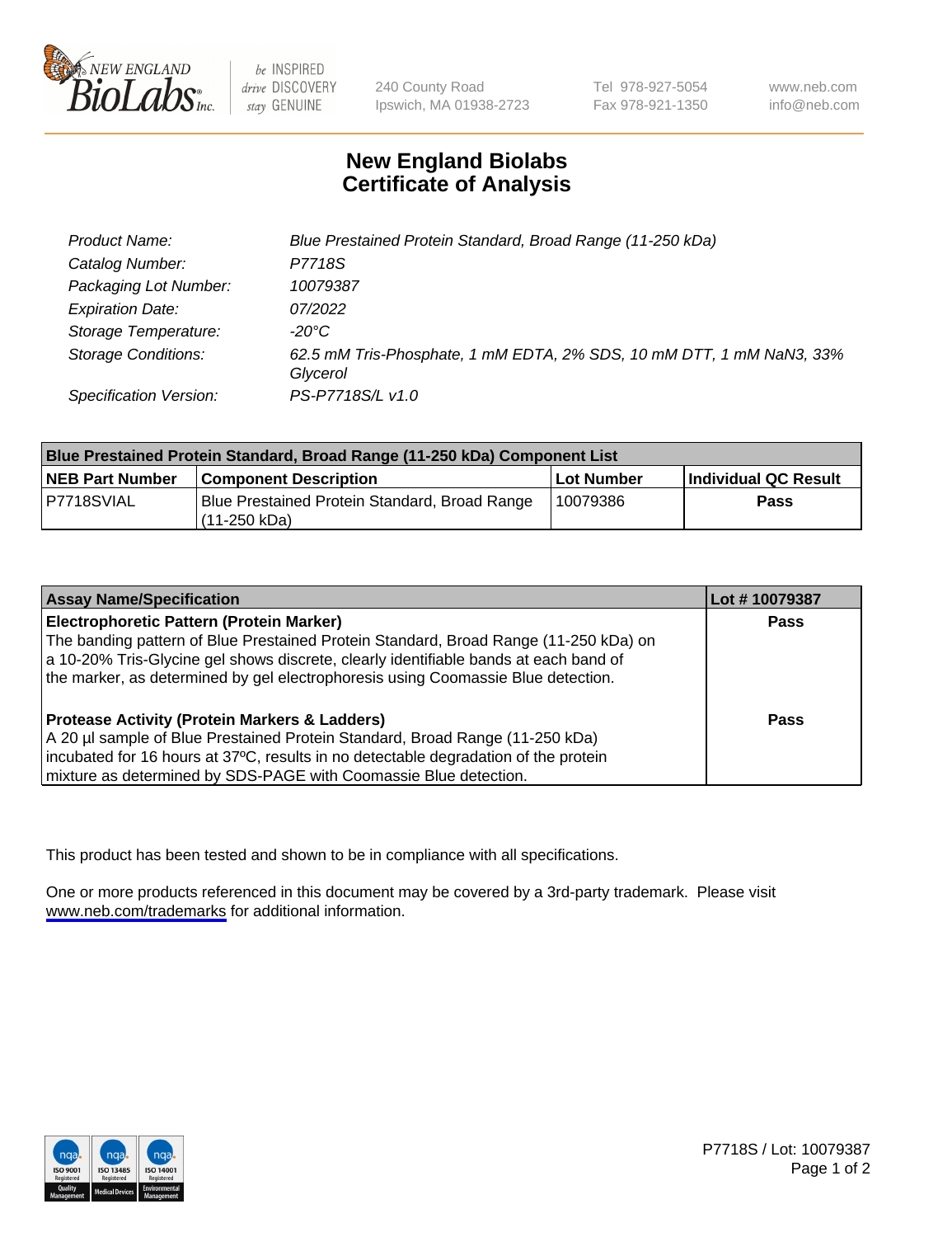# New England Biolabs
# Certificate of Analysis

| | |
|---|---|
| Product Name: | *Blue Prestained Protein Standard, Broad Range (11-250 kDa)* |
| Catalog Number: | *P7718S* |
| Packaging Lot Number: | *10079387* |
| Expiration Date: | *07/2022* |
| Storage Temperature: | *-20°C* |
| Storage Conditions: | *62.5 mM Tris-Phosphate, 1 mM EDTA, 2% SDS, 10 mM DTT, 1 mM NaN3, 33% Glycerol* |
| Specification Version: | *PS-P7718S/L v1.0* |

| Blue Prestained Protein Standard, Broad Range (11-250 kDa) Component List | | | |
|---|---|---|---|
| **NEB Part Number** | **Component Description** | **Lot Number** | **Individual QC Result** |
| P7718SVIAL | Blue Prestained Protein Standard, Broad Range (11-250 kDa) | 10079386 | **Pass** |

| Assay Name/Specification | Lot # 10079387 |
|---|---|
| **Electrophoretic Pattern (Protein Marker)**<br>The banding pattern of Blue Prestained Protein Standard, Broad Range (11-250 kDa) on a 10-20% Tris-Glycine gel shows discrete, clearly identifiable bands at each band of the marker, as determined by gel electrophoresis using Coomassie Blue detection. | **Pass** |
| **Protease Activity (Protein Markers & Ladders)**<br>A 20 µl sample of Blue Prestained Protein Standard, Broad Range (11-250 kDa) incubated for 16 hours at 37ºC, results in no detectable degradation of the protein mixture as determined by SDS-PAGE with Coomassie Blue detection. | **Pass** |

This product has been tested and shown to be in compliance with all specifications.

One or more products referenced in this document may be covered by a 3rd-party trademark. Please visit www.neb.com/trademarks for additional information.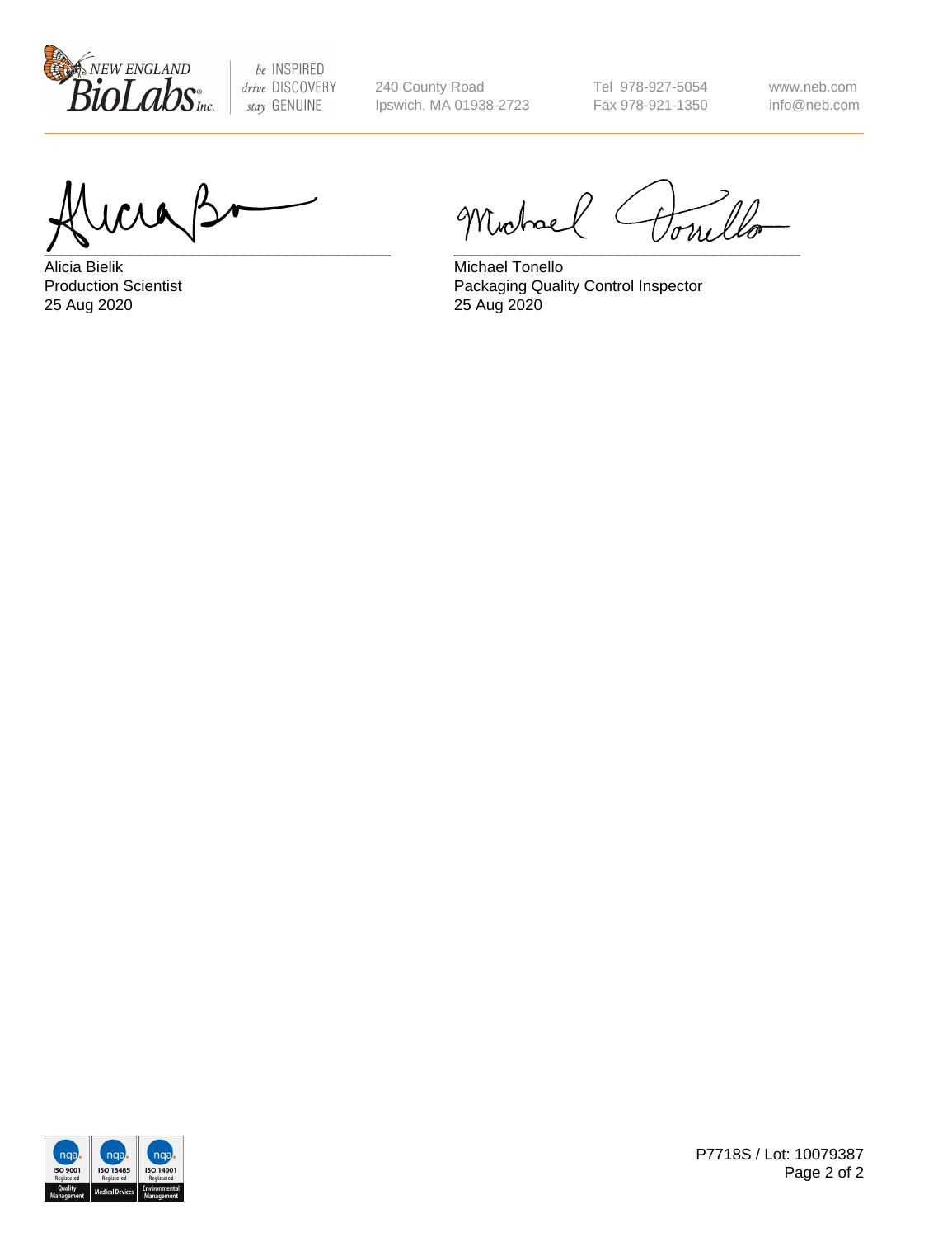Alicia Bielik
Production Scientist
25 Aug 2020

Michael Tonello
Packaging Quality Control Inspector
25 Aug 2020

P7718S / Lot: 10079387